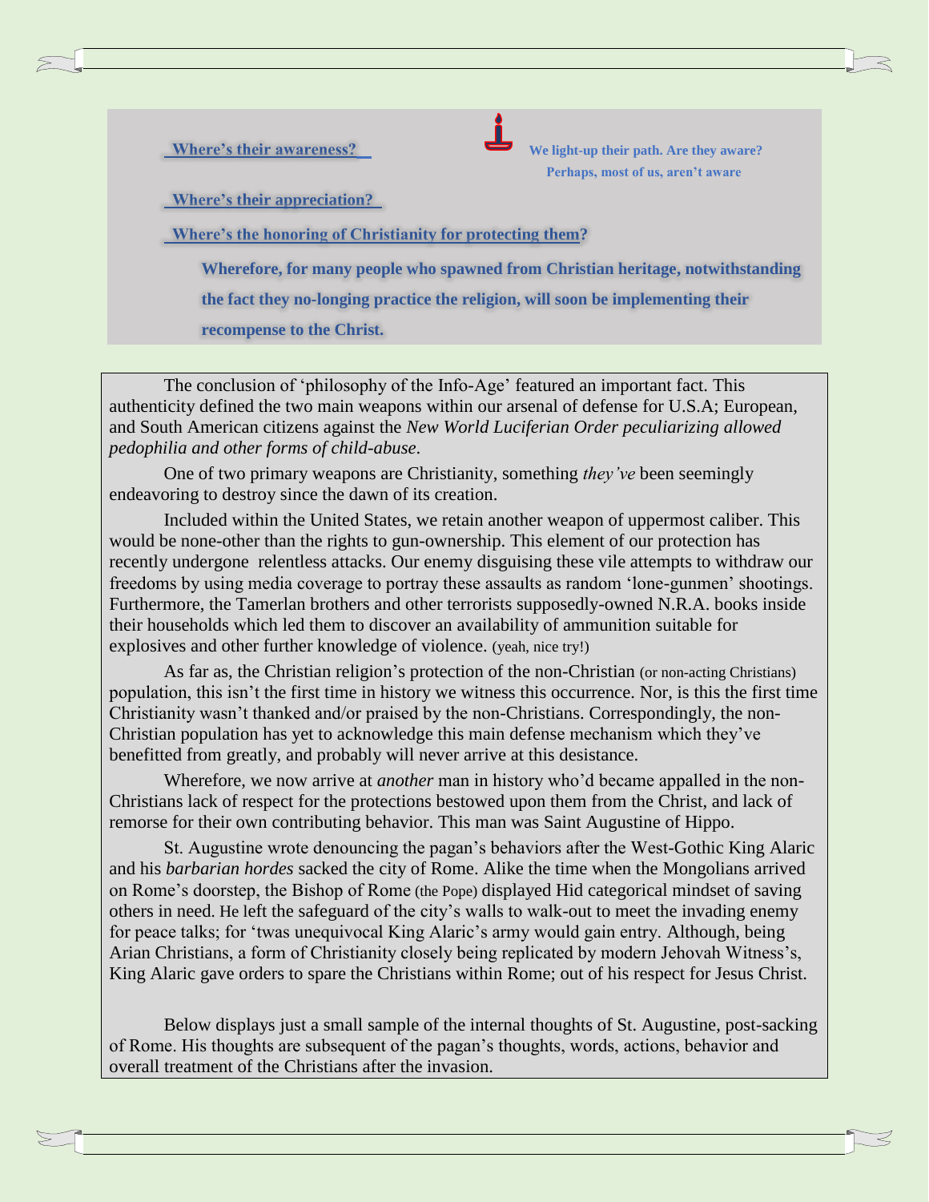**Where's their awareness?**

**We light-up their path. Are they aware? Perhaps, most of us, aren't aware**

**Where's their appreciation?**

**Where's the honoring of Christianity for protecting them?**

**Wherefore, for many people who spawned from Christian heritage, notwithstanding the fact they no-longing practice the religion, will soon be implementing their recompense to the Christ.**

The conclusion of 'philosophy of the Info-Age' featured an important fact. This authenticity defined the two main weapons within our arsenal of defense for U.S.A; European, and South American citizens against the *New World Luciferian Order peculiarizing allowed pedophilia and other forms of child-abuse*.

One of two primary weapons are Christianity, something *they've* been seemingly endeavoring to destroy since the dawn of its creation.

Included within the United States, we retain another weapon of uppermost caliber. This would be none-other than the rights to gun-ownership. This element of our protection has recently undergone relentless attacks. Our enemy disguising these vile attempts to withdraw our freedoms by using media coverage to portray these assaults as random 'lone-gunmen' shootings. Furthermore, the Tamerlan brothers and other terrorists supposedly-owned N.R.A. books inside their households which led them to discover an availability of ammunition suitable for explosives and other further knowledge of violence. (yeah, nice try!)

As far as, the Christian religion's protection of the non-Christian (or non-acting Christians) population, this isn't the first time in history we witness this occurrence. Nor, is this the first time Christianity wasn't thanked and/or praised by the non-Christians. Correspondingly, the non-Christian population has yet to acknowledge this main defense mechanism which they've benefitted from greatly, and probably will never arrive at this desistance.

Wherefore, we now arrive at *another* man in history who'd became appalled in the non-Christians lack of respect for the protections bestowed upon them from the Christ, and lack of remorse for their own contributing behavior. This man was Saint Augustine of Hippo.

St. Augustine wrote denouncing the pagan's behaviors after the West-Gothic King Alaric and his *barbarian hordes* sacked the city of Rome. Alike the time when the Mongolians arrived on Rome's doorstep, the Bishop of Rome (the Pope) displayed Hid categorical mindset of saving others in need. He left the safeguard of the city's walls to walk-out to meet the invading enemy for peace talks; for 'twas unequivocal King Alaric's army would gain entry. Although, being Arian Christians, a form of Christianity closely being replicated by modern Jehovah Witness's, King Alaric gave orders to spare the Christians within Rome; out of his respect for Jesus Christ.

Below displays just a small sample of the internal thoughts of St. Augustine, post-sacking of Rome. His thoughts are subsequent of the pagan's thoughts, words, actions, behavior and overall treatment of the Christians after the invasion.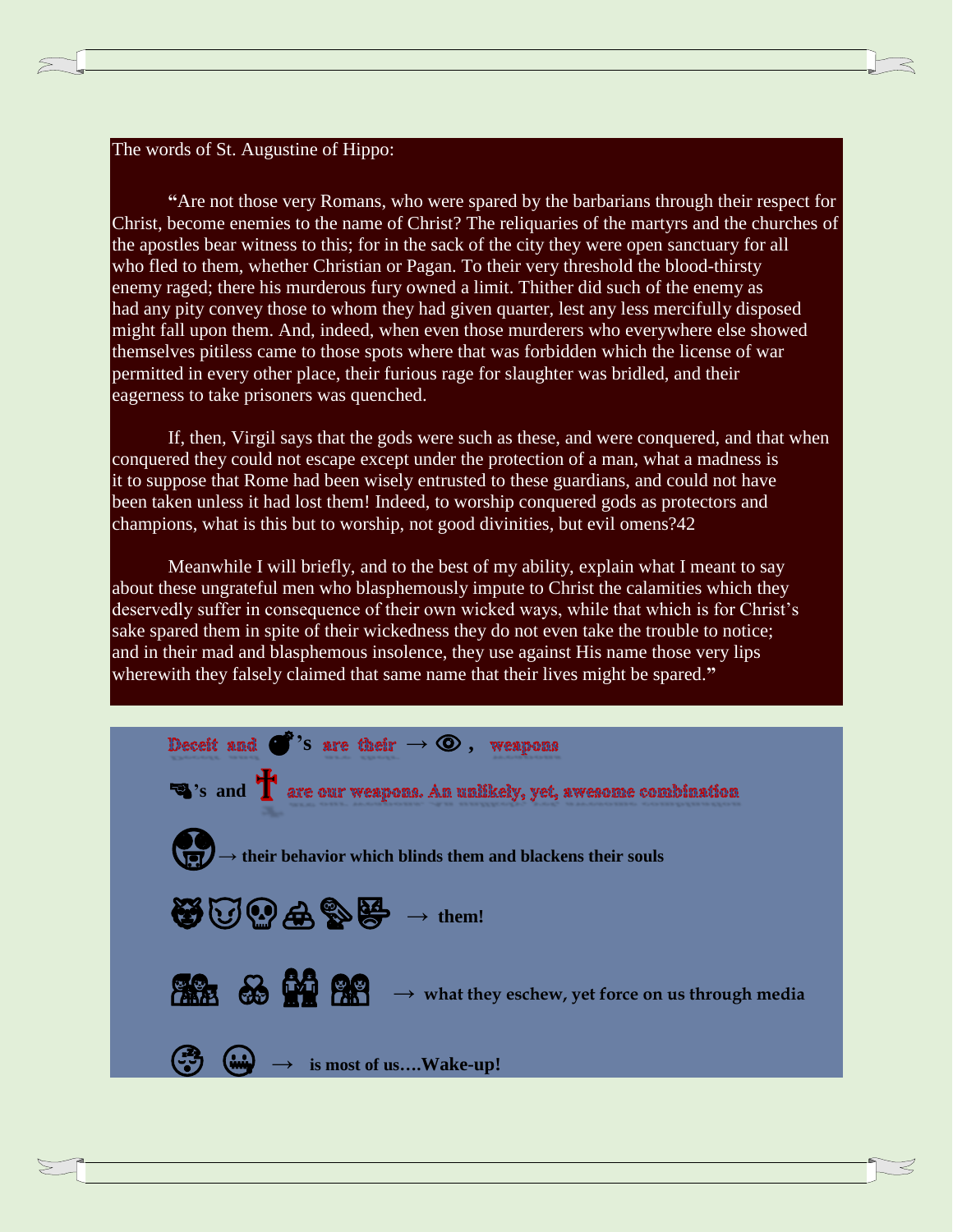The words of St. Augustine of Hippo:

"Are not those very Romans, who were spared by the barbarians through their respect for Christ, become enemies to the name of Christ? The reliquaries of the martyrs and the churches of the apostles bear witness to this; for in the sack of the city they were open sanctuary for all who fled to them, whether Christian or Pagan. To their very threshold the blood-thirsty enemy raged; there his murderous fury owned a limit. Thither did such of the enemy as had any pity convey those to whom they had given quarter, lest any less mercifully disposed might fall upon them. And, indeed, when even those murderers who everywhere else showed themselves pitiless came to those spots where that was forbidden which the license of war permitted in every other place, their furious rage for slaughter was bridled, and their eagerness to take prisoners was quenched.

If, then, Virgil says that the gods were such as these, and were conquered, and that when conquered they could not escape except under the protection of a man, what a madness is it to suppose that Rome had been wisely entrusted to these guardians, and could not have been taken unless it had lost them! Indeed, to worship conquered gods as protectors and champions, what is this but to worship, not good divinities, but evil omens?42

Meanwhile I will briefly, and to the best of my ability, explain what I meant to say about these ungrateful men who blasphemously impute to Christ the calamities which they deservedly suffer in consequence of their own wicked ways, while that which is for Christ's sake spared them in spite of their wickedness they do not even take the trouble to notice; and in their mad and blasphemous insolence, they use against His name those very lips wherewith they falsely claimed that same name that their lives might be spared."

Deceit and 💣's are their → 👁, weapons

🙏's and ✝ are our weapons. An unlikely, yet, awesome combination

😵 → **their behavior which blinds them and blackens their souls**

👹😈💀💩👺😠 → **them!**

👭 💑 👬 👫 → **what they eschew, yet force on us through media**

😴 😶 → **is most of us….Wake-up!**